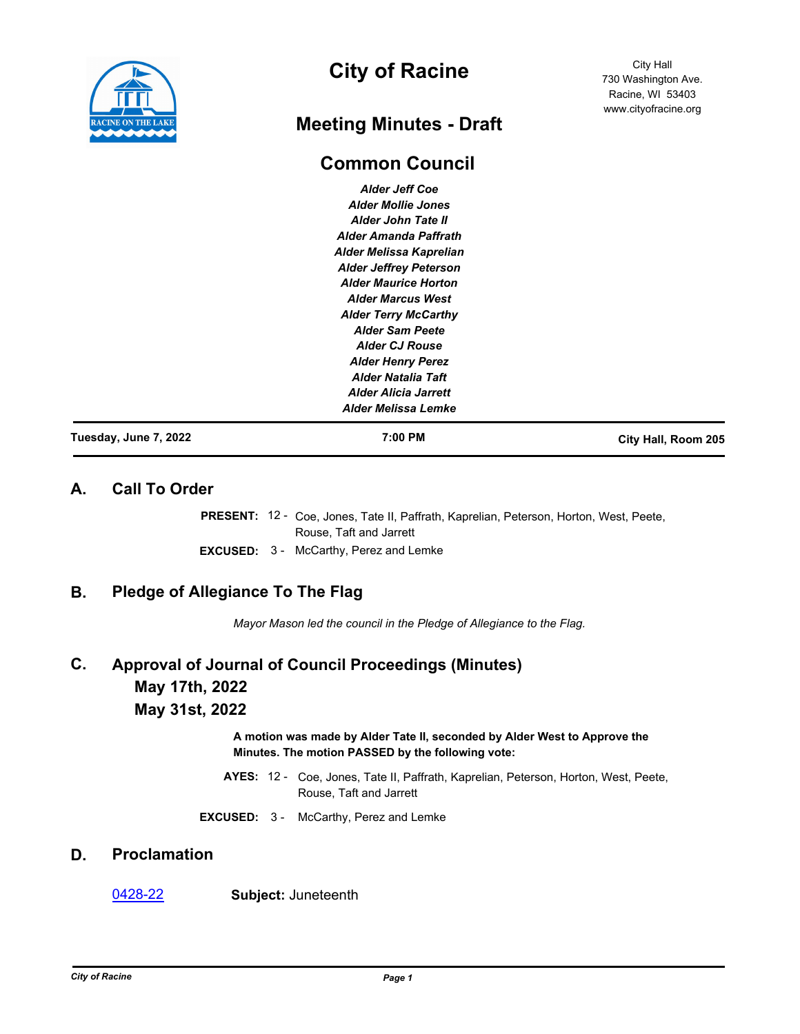# City of Racine

City Hall
730 Washington Ave.
Racine, WI 53403
www.cityofracine.org

## Meeting Minutes - Draft

## Common Council

*Alder Jeff Coe*
*Alder Mollie Jones*
*Alder John Tate II*
*Alder Amanda Paffrath*
*Alder Melissa Kaprelian*
*Alder Jeffrey Peterson*
*Alder Maurice Horton*
*Alder Marcus West*
*Alder Terry McCarthy*
*Alder Sam Peete*
*Alder CJ Rouse*
*Alder Henry Perez*
*Alder Natalia Taft*
*Alder Alicia Jarrett*
*Alder Melissa Lemke*

**Tuesday, June 7, 2022** | **7:00 PM** | **City Hall, Room 205**

## A. Call To Order

**PRESENT:** 12 - Coe, Jones, Tate II, Paffrath, Kaprelian, Peterson, Horton, West, Peete, Rouse, Taft and Jarrett

**EXCUSED:** 3 - McCarthy, Perez and Lemke

## B. Pledge of Allegiance To The Flag

*Mayor Mason led the council in the Pledge of Allegiance to the Flag.*

## C. Approval of Journal of Council Proceedings (Minutes)

### May 17th, 2022

### May 31st, 2022

**A motion was made by Alder Tate II, seconded by Alder West to Approve the Minutes. The motion PASSED by the following vote:**

**AYES:** 12 - Coe, Jones, Tate II, Paffrath, Kaprelian, Peterson, Horton, West, Peete, Rouse, Taft and Jarrett

**EXCUSED:** 3 - McCarthy, Perez and Lemke

## D. Proclamation

0428-22 **Subject:** Juneteenth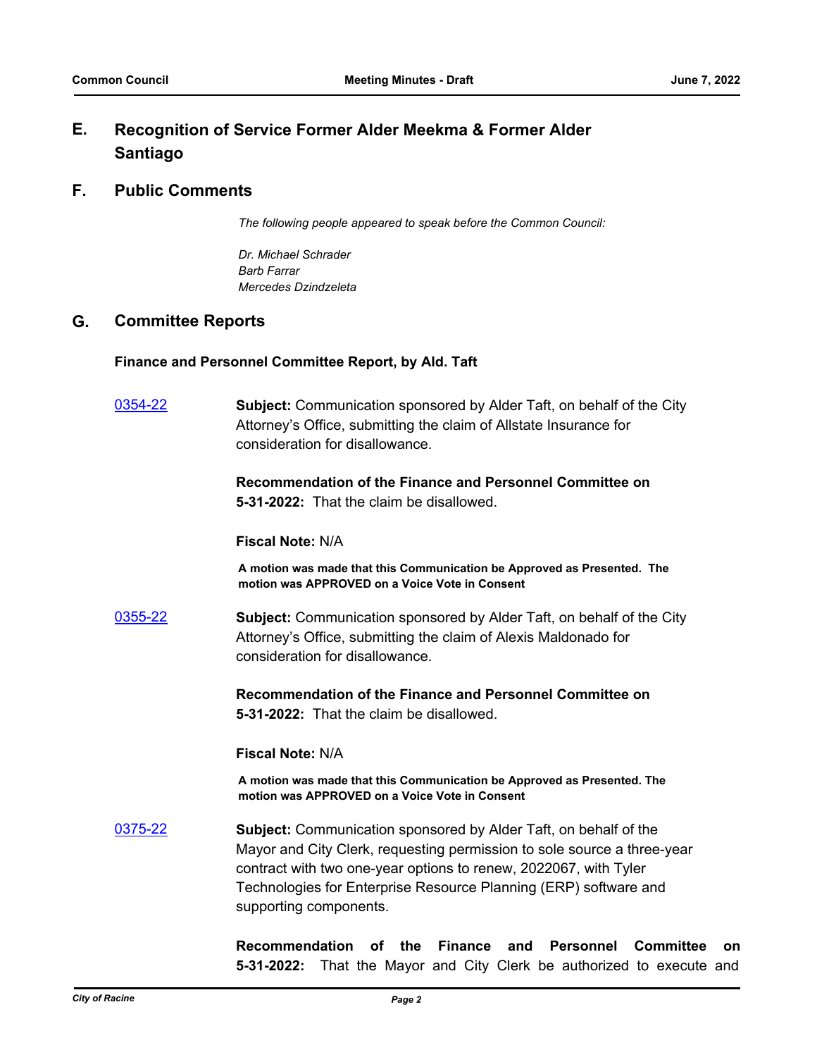## E. Recognition of Service Former Alder Meekma & Former Alder Santiago

## F. Public Comments

*The following people appeared to speak before the Common Council:*

*Dr. Michael Schrader*
*Barb Farrar*
*Mercedes Dzindzeleta*

## G. Committee Reports

### Finance and Personnel Committee Report, by Ald. Taft

[0354-22](0354-22)

**Subject:** Communication sponsored by Alder Taft, on behalf of the City Attorney's Office, submitting the claim of Allstate Insurance for consideration for disallowance.

**Recommendation of the Finance and Personnel Committee on 5-31-2022:** That the claim be disallowed.

**Fiscal Note:** N/A

**A motion was made that this Communication be Approved as Presented. The motion was APPROVED on a Voice Vote in Consent**

[0355-22](0355-22)

**Subject:** Communication sponsored by Alder Taft, on behalf of the City Attorney's Office, submitting the claim of Alexis Maldonado for consideration for disallowance.

**Recommendation of the Finance and Personnel Committee on 5-31-2022:** That the claim be disallowed.

**Fiscal Note:** N/A

**A motion was made that this Communication be Approved as Presented. The motion was APPROVED on a Voice Vote in Consent**

[0375-22](0375-22)

**Subject:** Communication sponsored by Alder Taft, on behalf of the Mayor and City Clerk, requesting permission to sole source a three-year contract with two one-year options to renew, 2022067, with Tyler Technologies for Enterprise Resource Planning (ERP) software and supporting components.

**Recommendation of the Finance and Personnel Committee on 5-31-2022:** That the Mayor and City Clerk be authorized to execute and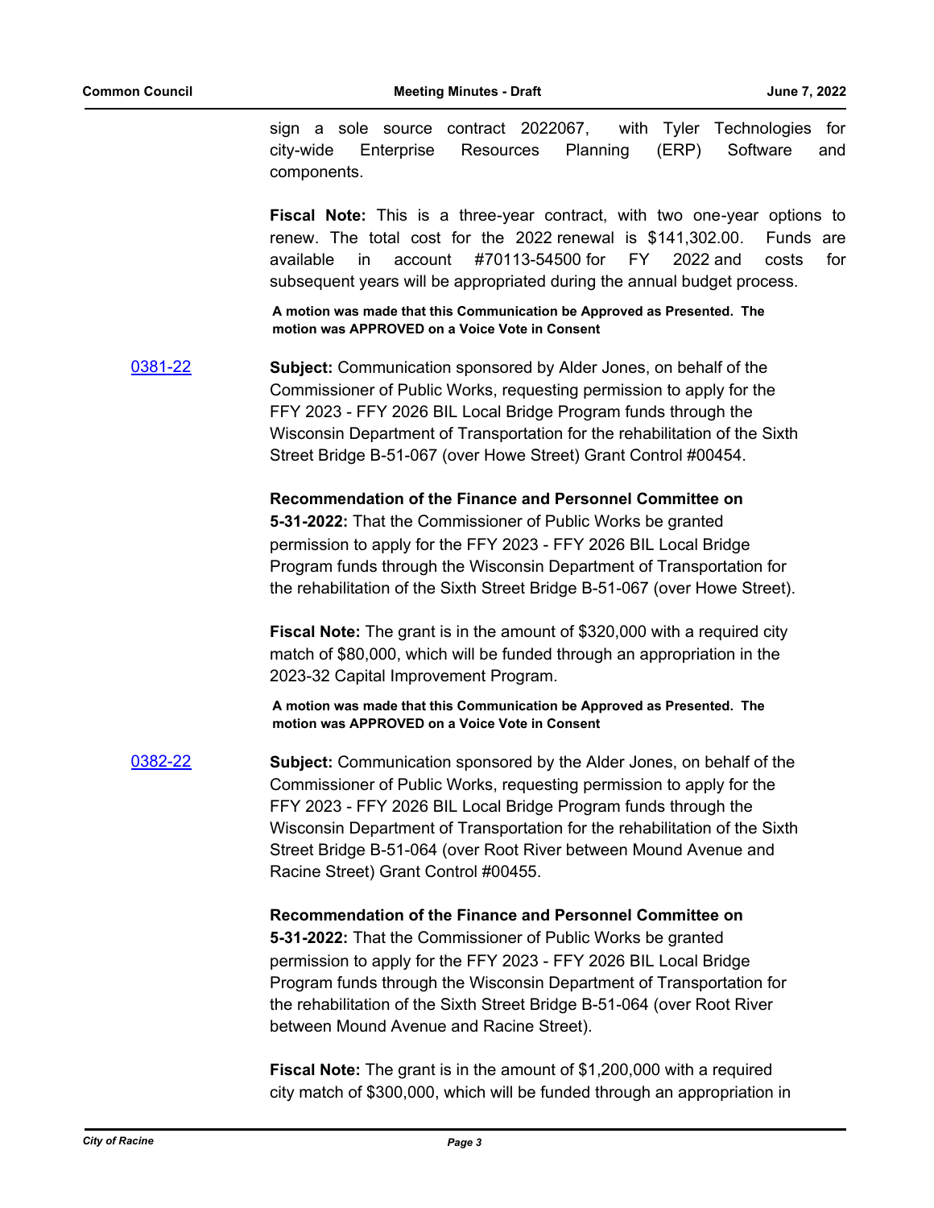sign a sole source contract 2022067, with Tyler Technologies for city-wide Enterprise Resources Planning (ERP) Software and components.

**Fiscal Note:** This is a three-year contract, with two one-year options to renew. The total cost for the 2022 renewal is $141,302.00. Funds are available in account #70113-54500 for FY 2022 and costs for subsequent years will be appropriated during the annual budget process.

**A motion was made that this Communication be Approved as Presented. The motion was APPROVED on a Voice Vote in Consent**

[0381-22](#)

**Subject:** Communication sponsored by Alder Jones, on behalf of the Commissioner of Public Works, requesting permission to apply for the FFY 2023 - FFY 2026 BIL Local Bridge Program funds through the Wisconsin Department of Transportation for the rehabilitation of the Sixth Street Bridge B-51-067 (over Howe Street) Grant Control #00454.

**Recommendation of the Finance and Personnel Committee on 5-31-2022:** That the Commissioner of Public Works be granted permission to apply for the FFY 2023 - FFY 2026 BIL Local Bridge Program funds through the Wisconsin Department of Transportation for the rehabilitation of the Sixth Street Bridge B-51-067 (over Howe Street).

**Fiscal Note:** The grant is in the amount of $320,000 with a required city match of $80,000, which will be funded through an appropriation in the 2023-32 Capital Improvement Program.

**A motion was made that this Communication be Approved as Presented. The motion was APPROVED on a Voice Vote in Consent**

[0382-22](#)

**Subject:** Communication sponsored by the Alder Jones, on behalf of the Commissioner of Public Works, requesting permission to apply for the FFY 2023 - FFY 2026 BIL Local Bridge Program funds through the Wisconsin Department of Transportation for the rehabilitation of the Sixth Street Bridge B-51-064 (over Root River between Mound Avenue and Racine Street) Grant Control #00455.

**Recommendation of the Finance and Personnel Committee on 5-31-2022:** That the Commissioner of Public Works be granted permission to apply for the FFY 2023 - FFY 2026 BIL Local Bridge Program funds through the Wisconsin Department of Transportation for the rehabilitation of the Sixth Street Bridge B-51-064 (over Root River between Mound Avenue and Racine Street).

**Fiscal Note:** The grant is in the amount of $1,200,000 with a required city match of $300,000, which will be funded through an appropriation in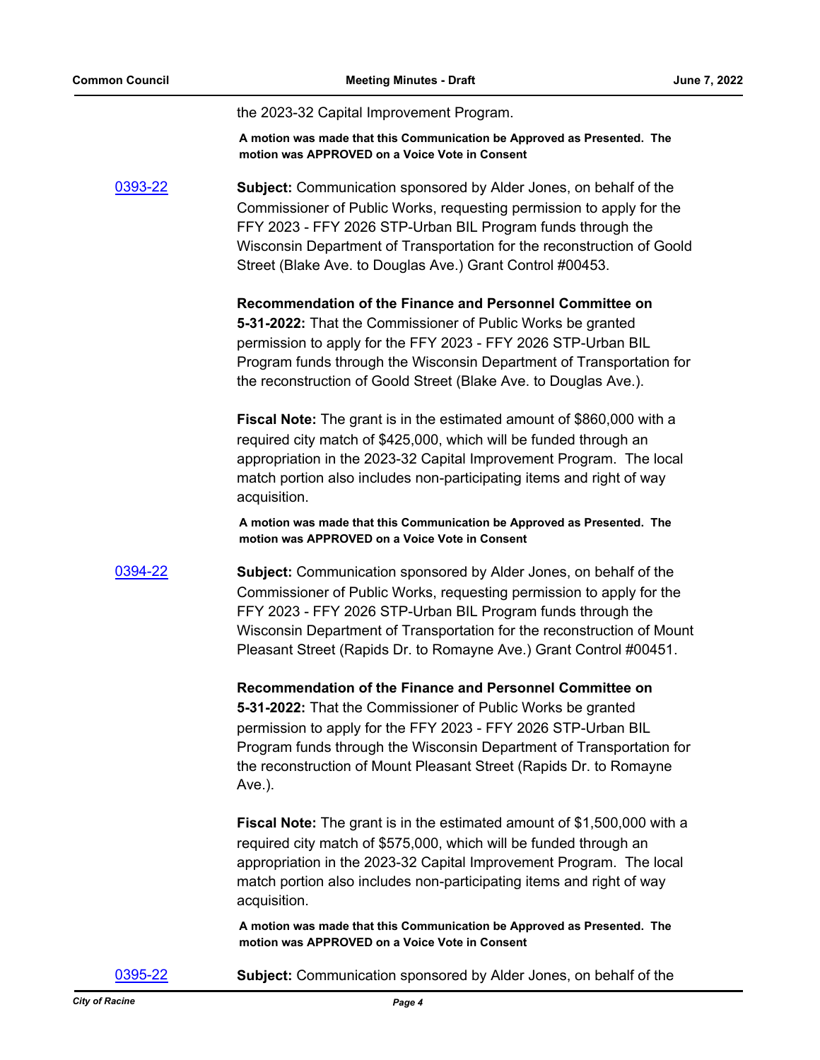the 2023-32 Capital Improvement Program.

**A motion was made that this Communication be Approved as Presented. The motion was APPROVED on a Voice Vote in Consent**

0393-22

**Subject:** Communication sponsored by Alder Jones, on behalf of the Commissioner of Public Works, requesting permission to apply for the FFY 2023 - FFY 2026 STP-Urban BIL Program funds through the Wisconsin Department of Transportation for the reconstruction of Goold Street (Blake Ave. to Douglas Ave.) Grant Control #00453.

**Recommendation of the Finance and Personnel Committee on 5-31-2022:** That the Commissioner of Public Works be granted permission to apply for the FFY 2023 - FFY 2026 STP-Urban BIL Program funds through the Wisconsin Department of Transportation for the reconstruction of Goold Street (Blake Ave. to Douglas Ave.).

**Fiscal Note:** The grant is in the estimated amount of $860,000 with a required city match of $425,000, which will be funded through an appropriation in the 2023-32 Capital Improvement Program. The local match portion also includes non-participating items and right of way acquisition.

**A motion was made that this Communication be Approved as Presented. The motion was APPROVED on a Voice Vote in Consent**

0394-22

**Subject:** Communication sponsored by Alder Jones, on behalf of the Commissioner of Public Works, requesting permission to apply for the FFY 2023 - FFY 2026 STP-Urban BIL Program funds through the Wisconsin Department of Transportation for the reconstruction of Mount Pleasant Street (Rapids Dr. to Romayne Ave.) Grant Control #00451.

**Recommendation of the Finance and Personnel Committee on 5-31-2022:** That the Commissioner of Public Works be granted permission to apply for the FFY 2023 - FFY 2026 STP-Urban BIL Program funds through the Wisconsin Department of Transportation for the reconstruction of Mount Pleasant Street (Rapids Dr. to Romayne Ave.).

**Fiscal Note:** The grant is in the estimated amount of $1,500,000 with a required city match of $575,000, which will be funded through an appropriation in the 2023-32 Capital Improvement Program. The local match portion also includes non-participating items and right of way acquisition.

**A motion was made that this Communication be Approved as Presented. The motion was APPROVED on a Voice Vote in Consent**

0395-22

**Subject:** Communication sponsored by Alder Jones, on behalf of the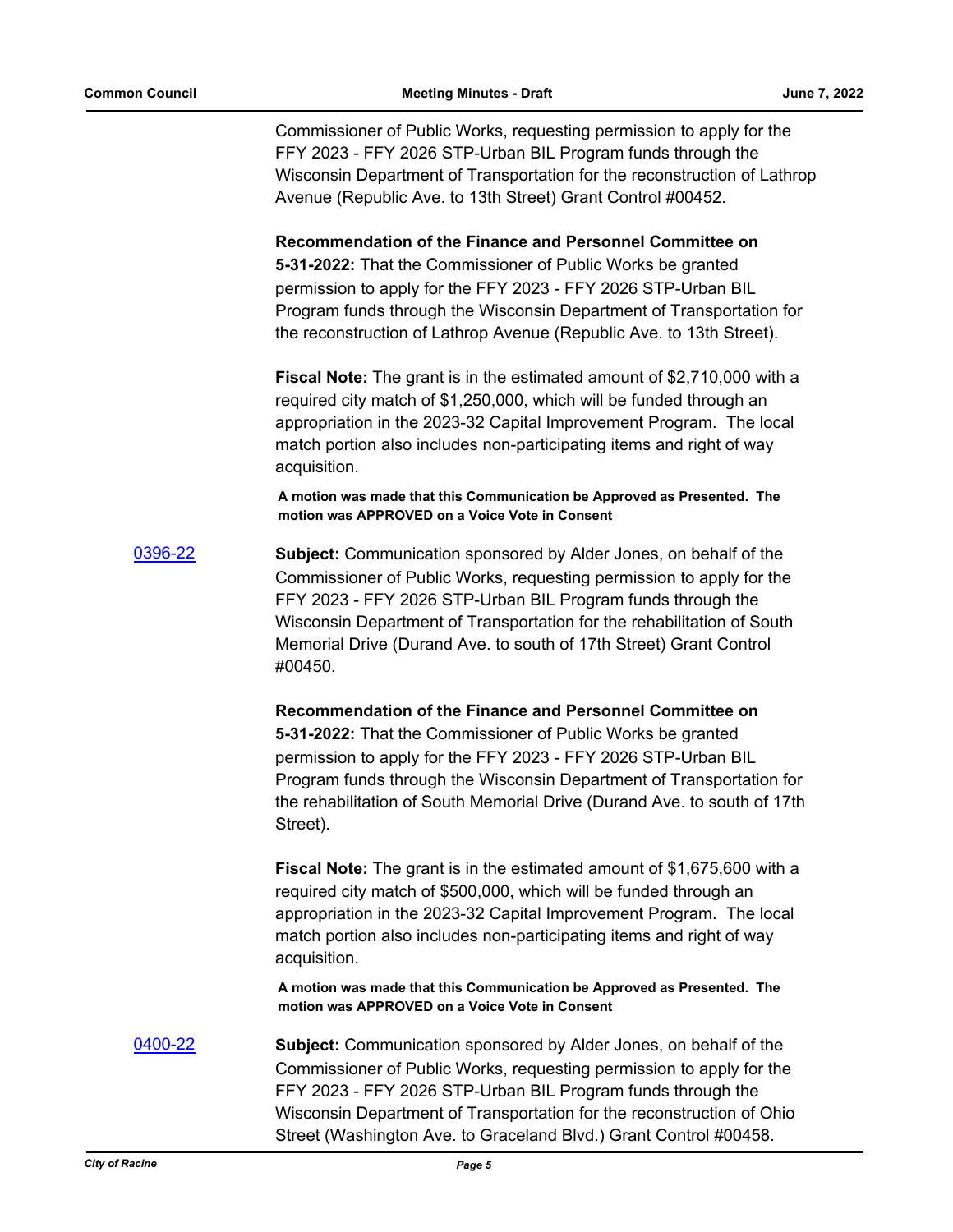Commissioner of Public Works, requesting permission to apply for the FFY 2023 - FFY 2026 STP-Urban BIL Program funds through the Wisconsin Department of Transportation for the reconstruction of Lathrop Avenue (Republic Ave. to 13th Street) Grant Control #00452.

**Recommendation of the Finance and Personnel Committee on 5-31-2022:** That the Commissioner of Public Works be granted permission to apply for the FFY 2023 - FFY 2026 STP-Urban BIL Program funds through the Wisconsin Department of Transportation for the reconstruction of Lathrop Avenue (Republic Ave. to 13th Street).

**Fiscal Note:** The grant is in the estimated amount of $2,710,000 with a required city match of $1,250,000, which will be funded through an appropriation in the 2023-32 Capital Improvement Program. The local match portion also includes non-participating items and right of way acquisition.

**A motion was made that this Communication be Approved as Presented. The motion was APPROVED on a Voice Vote in Consent**

0396-22

**Subject:** Communication sponsored by Alder Jones, on behalf of the Commissioner of Public Works, requesting permission to apply for the FFY 2023 - FFY 2026 STP-Urban BIL Program funds through the Wisconsin Department of Transportation for the rehabilitation of South Memorial Drive (Durand Ave. to south of 17th Street) Grant Control #00450.

**Recommendation of the Finance and Personnel Committee on 5-31-2022:** That the Commissioner of Public Works be granted permission to apply for the FFY 2023 - FFY 2026 STP-Urban BIL Program funds through the Wisconsin Department of Transportation for the rehabilitation of South Memorial Drive (Durand Ave. to south of 17th Street).

**Fiscal Note:** The grant is in the estimated amount of $1,675,600 with a required city match of $500,000, which will be funded through an appropriation in the 2023-32 Capital Improvement Program. The local match portion also includes non-participating items and right of way acquisition.

**A motion was made that this Communication be Approved as Presented. The motion was APPROVED on a Voice Vote in Consent**

0400-22

**Subject:** Communication sponsored by Alder Jones, on behalf of the Commissioner of Public Works, requesting permission to apply for the FFY 2023 - FFY 2026 STP-Urban BIL Program funds through the Wisconsin Department of Transportation for the reconstruction of Ohio Street (Washington Ave. to Graceland Blvd.) Grant Control #00458.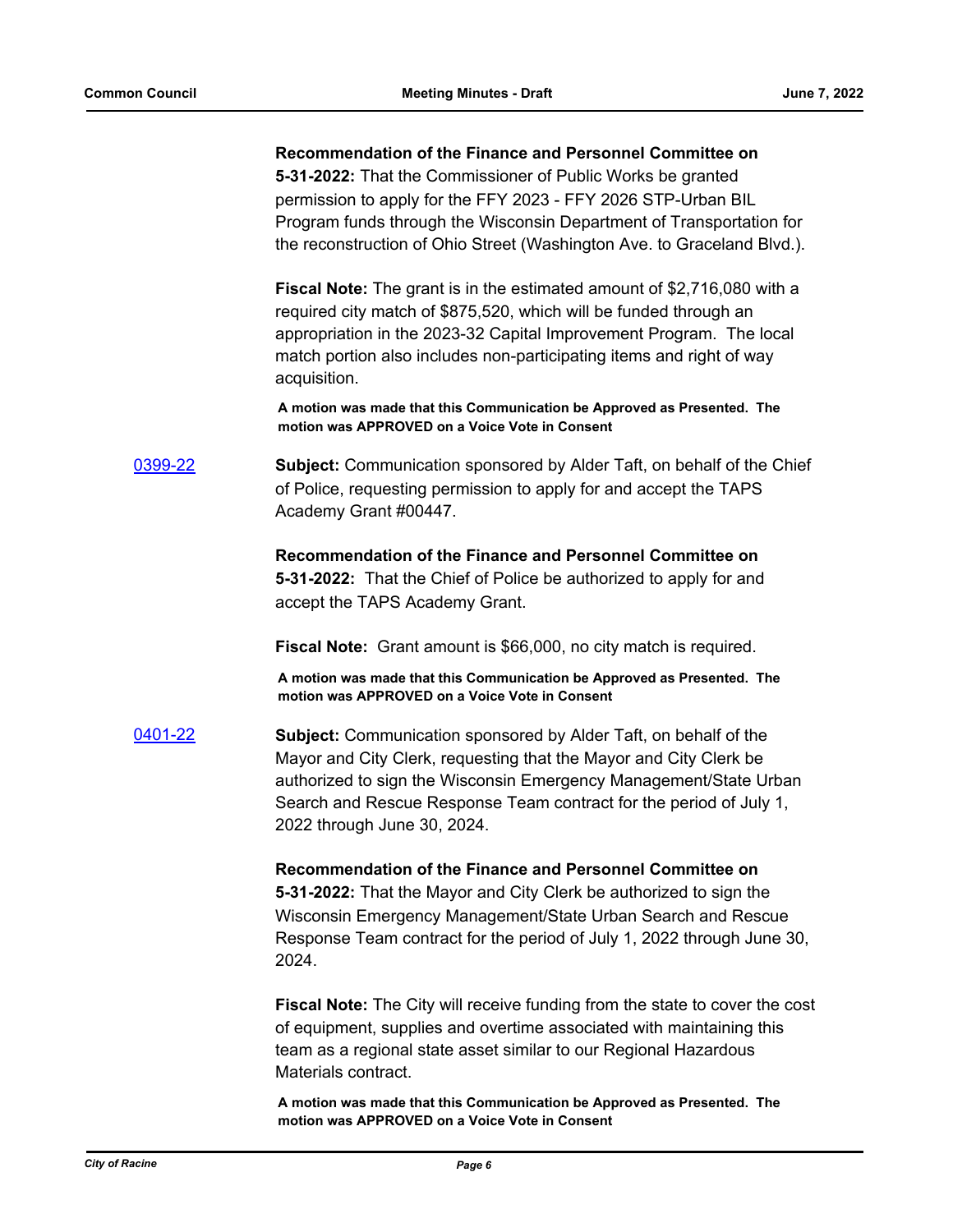**Recommendation of the Finance and Personnel Committee on 5-31-2022:** That the Commissioner of Public Works be granted permission to apply for the FFY 2023 - FFY 2026 STP-Urban BIL Program funds through the Wisconsin Department of Transportation for the reconstruction of Ohio Street (Washington Ave. to Graceland Blvd.).

**Fiscal Note:** The grant is in the estimated amount of $2,716,080 with a required city match of $875,520, which will be funded through an appropriation in the 2023-32 Capital Improvement Program. The local match portion also includes non-participating items and right of way acquisition.

**A motion was made that this Communication be Approved as Presented. The motion was APPROVED on a Voice Vote in Consent**

0399-22 **Subject:** Communication sponsored by Alder Taft, on behalf of the Chief of Police, requesting permission to apply for and accept the TAPS Academy Grant #00447.

**Recommendation of the Finance and Personnel Committee on 5-31-2022:** That the Chief of Police be authorized to apply for and accept the TAPS Academy Grant.

**Fiscal Note:** Grant amount is $66,000, no city match is required.

**A motion was made that this Communication be Approved as Presented. The motion was APPROVED on a Voice Vote in Consent**

0401-22 **Subject:** Communication sponsored by Alder Taft, on behalf of the Mayor and City Clerk, requesting that the Mayor and City Clerk be authorized to sign the Wisconsin Emergency Management/State Urban Search and Rescue Response Team contract for the period of July 1, 2022 through June 30, 2024.

**Recommendation of the Finance and Personnel Committee on 5-31-2022:** That the Mayor and City Clerk be authorized to sign the Wisconsin Emergency Management/State Urban Search and Rescue Response Team contract for the period of July 1, 2022 through June 30, 2024.

**Fiscal Note:** The City will receive funding from the state to cover the cost of equipment, supplies and overtime associated with maintaining this team as a regional state asset similar to our Regional Hazardous Materials contract.

**A motion was made that this Communication be Approved as Presented. The motion was APPROVED on a Voice Vote in Consent**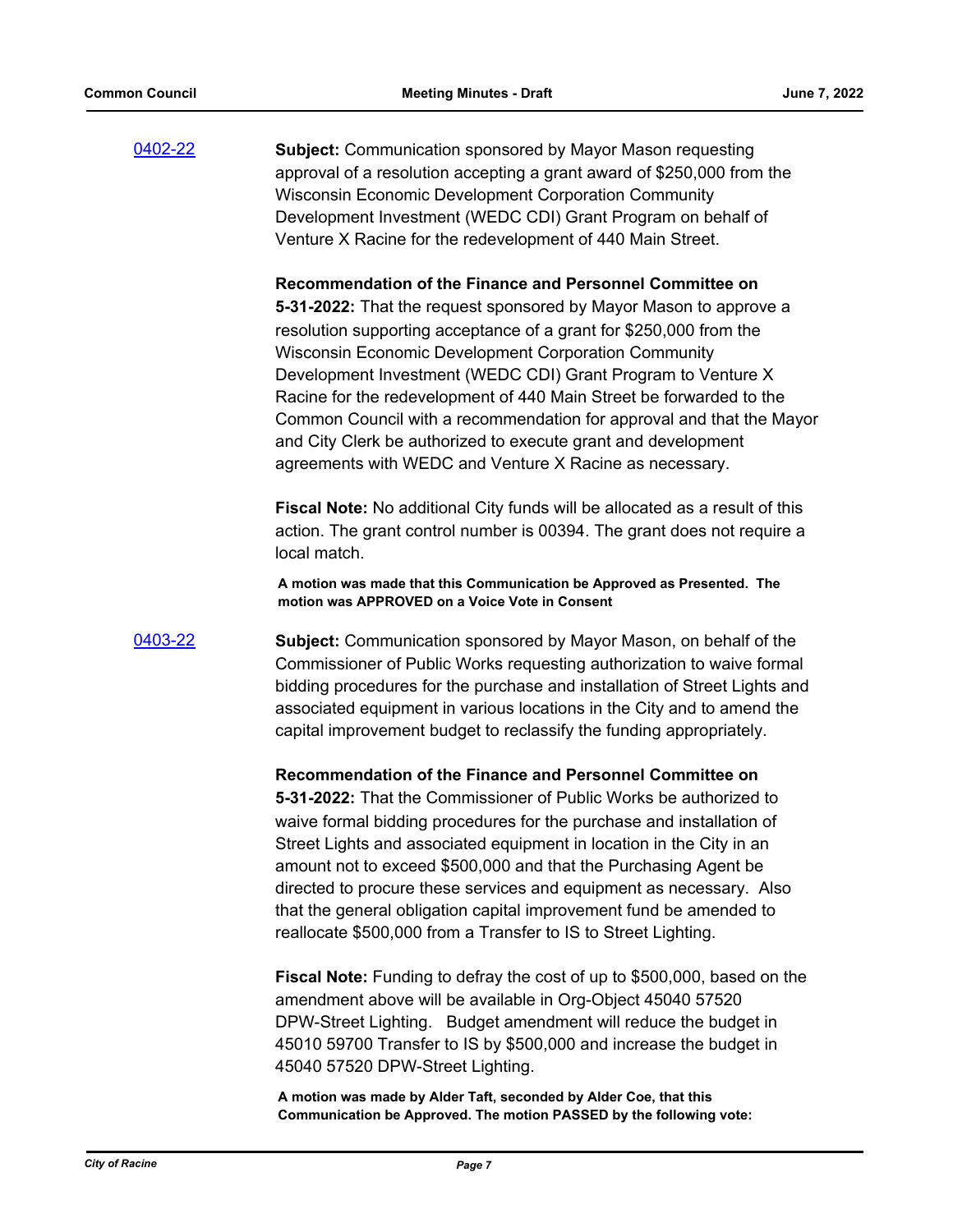[0402-22](#)

**Subject:** Communication sponsored by Mayor Mason requesting approval of a resolution accepting a grant award of $250,000 from the Wisconsin Economic Development Corporation Community Development Investment (WEDC CDI) Grant Program on behalf of Venture X Racine for the redevelopment of 440 Main Street.

**Recommendation of the Finance and Personnel Committee on 5-31-2022:** That the request sponsored by Mayor Mason to approve a resolution supporting acceptance of a grant for $250,000 from the Wisconsin Economic Development Corporation Community Development Investment (WEDC CDI) Grant Program to Venture X Racine for the redevelopment of 440 Main Street be forwarded to the Common Council with a recommendation for approval and that the Mayor and City Clerk be authorized to execute grant and development agreements with WEDC and Venture X Racine as necessary.

**Fiscal Note:** No additional City funds will be allocated as a result of this action. The grant control number is 00394. The grant does not require a local match.

**A motion was made that this Communication be Approved as Presented. The motion was APPROVED on a Voice Vote in Consent**

[0403-22](#)

**Subject:** Communication sponsored by Mayor Mason, on behalf of the Commissioner of Public Works requesting authorization to waive formal bidding procedures for the purchase and installation of Street Lights and associated equipment in various locations in the City and to amend the capital improvement budget to reclassify the funding appropriately.

**Recommendation of the Finance and Personnel Committee on 5-31-2022:** That the Commissioner of Public Works be authorized to waive formal bidding procedures for the purchase and installation of Street Lights and associated equipment in location in the City in an amount not to exceed $500,000 and that the Purchasing Agent be directed to procure these services and equipment as necessary. Also that the general obligation capital improvement fund be amended to reallocate $500,000 from a Transfer to IS to Street Lighting.

**Fiscal Note:** Funding to defray the cost of up to $500,000, based on the amendment above will be available in Org-Object 45040 57520 DPW-Street Lighting. Budget amendment will reduce the budget in 45010 59700 Transfer to IS by $500,000 and increase the budget in 45040 57520 DPW-Street Lighting.

**A motion was made by Alder Taft, seconded by Alder Coe, that this Communication be Approved. The motion PASSED by the following vote:**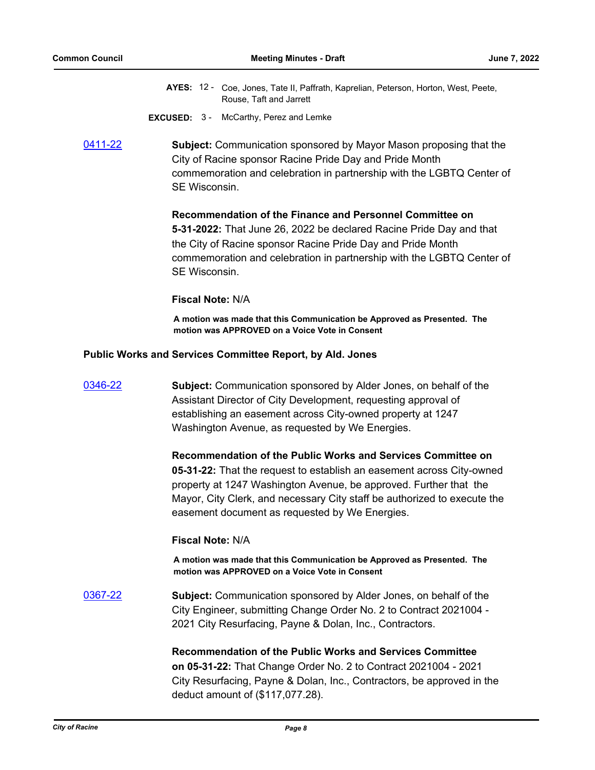**AYES:** 12 - Coe, Jones, Tate II, Paffrath, Kaprelian, Peterson, Horton, West, Peete, Rouse, Taft and Jarrett

**EXCUSED:** 3 - McCarthy, Perez and Lemke

[0411-22](0411-22)

**Subject:** Communication sponsored by Mayor Mason proposing that the City of Racine sponsor Racine Pride Day and Pride Month commemoration and celebration in partnership with the LGBTQ Center of SE Wisconsin.

**Recommendation of the Finance and Personnel Committee on 5-31-2022:** That June 26, 2022 be declared Racine Pride Day and that the City of Racine sponsor Racine Pride Day and Pride Month commemoration and celebration in partnership with the LGBTQ Center of SE Wisconsin.

**Fiscal Note:** N/A

**A motion was made that this Communication be Approved as Presented. The motion was APPROVED on a Voice Vote in Consent**

**Public Works and Services Committee Report, by Ald. Jones**

[0346-22](0346-22)

**Subject:** Communication sponsored by Alder Jones, on behalf of the Assistant Director of City Development, requesting approval of establishing an easement across City-owned property at 1247 Washington Avenue, as requested by We Energies.

**Recommendation of the Public Works and Services Committee on 05-31-22:** That the request to establish an easement across City-owned property at 1247 Washington Avenue, be approved. Further that the Mayor, City Clerk, and necessary City staff be authorized to execute the easement document as requested by We Energies.

**Fiscal Note:** N/A

**A motion was made that this Communication be Approved as Presented. The motion was APPROVED on a Voice Vote in Consent**

[0367-22](0367-22)

**Subject:** Communication sponsored by Alder Jones, on behalf of the City Engineer, submitting Change Order No. 2 to Contract 2021004 - 2021 City Resurfacing, Payne & Dolan, Inc., Contractors.

**Recommendation of the Public Works and Services Committee on 05-31-22:** That Change Order No. 2 to Contract 2021004 - 2021 City Resurfacing, Payne & Dolan, Inc., Contractors, be approved in the deduct amount of ($117,077.28).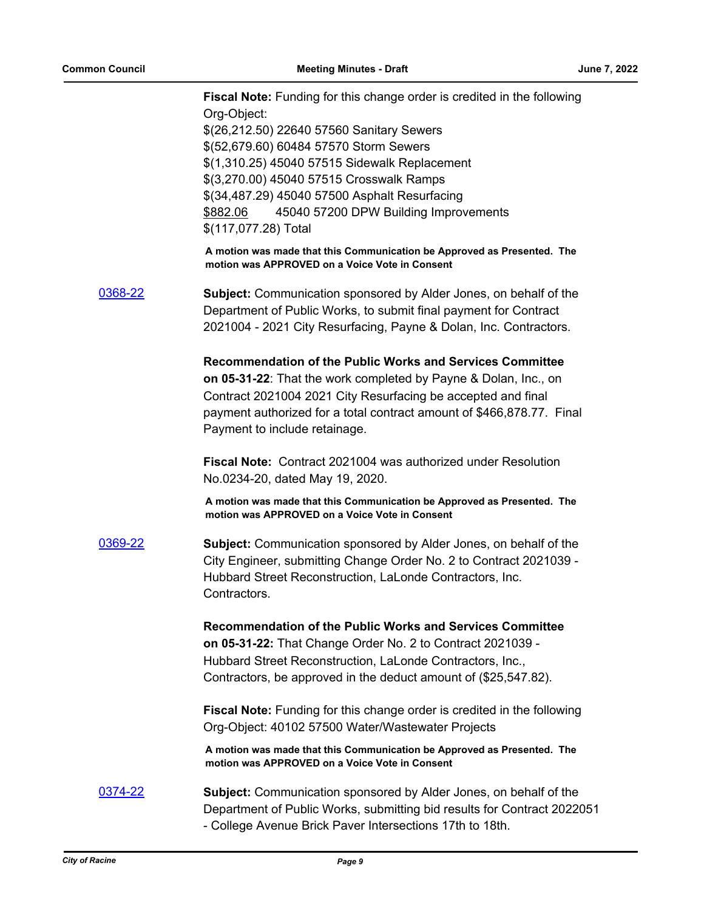**Fiscal Note:** Funding for this change order is credited in the following Org-Object:
$(26,212.50) 22640 57560 Sanitary Sewers
$(52,679.60) 60484 57570 Storm Sewers
$(1,310.25) 45040 57515 Sidewalk Replacement
$(3,270.00) 45040 57515 Crosswalk Ramps
$(34,487.29) 45040 57500 Asphalt Resurfacing
$882.06 45040 57200 DPW Building Improvements
$(117,077.28) Total

**A motion was made that this Communication be Approved as Presented. The motion was APPROVED on a Voice Vote in Consent**

0368-22

**Subject:** Communication sponsored by Alder Jones, on behalf of the Department of Public Works, to submit final payment for Contract 2021004 - 2021 City Resurfacing, Payne & Dolan, Inc. Contractors.

**Recommendation of the Public Works and Services Committee on 05-31-22**: That the work completed by Payne & Dolan, Inc., on Contract 2021004 2021 City Resurfacing be accepted and final payment authorized for a total contract amount of $466,878.77. Final Payment to include retainage.

**Fiscal Note:** Contract 2021004 was authorized under Resolution No.0234-20, dated May 19, 2020.

**A motion was made that this Communication be Approved as Presented. The motion was APPROVED on a Voice Vote in Consent**

0369-22

**Subject:** Communication sponsored by Alder Jones, on behalf of the City Engineer, submitting Change Order No. 2 to Contract 2021039 - Hubbard Street Reconstruction, LaLonde Contractors, Inc. Contractors.

**Recommendation of the Public Works and Services Committee on 05-31-22:** That Change Order No. 2 to Contract 2021039 - Hubbard Street Reconstruction, LaLonde Contractors, Inc., Contractors, be approved in the deduct amount of ($25,547.82).

**Fiscal Note:** Funding for this change order is credited in the following Org-Object: 40102 57500 Water/Wastewater Projects

**A motion was made that this Communication be Approved as Presented. The motion was APPROVED on a Voice Vote in Consent**

0374-22

**Subject:** Communication sponsored by Alder Jones, on behalf of the Department of Public Works, submitting bid results for Contract 2022051 - College Avenue Brick Paver Intersections 17th to 18th.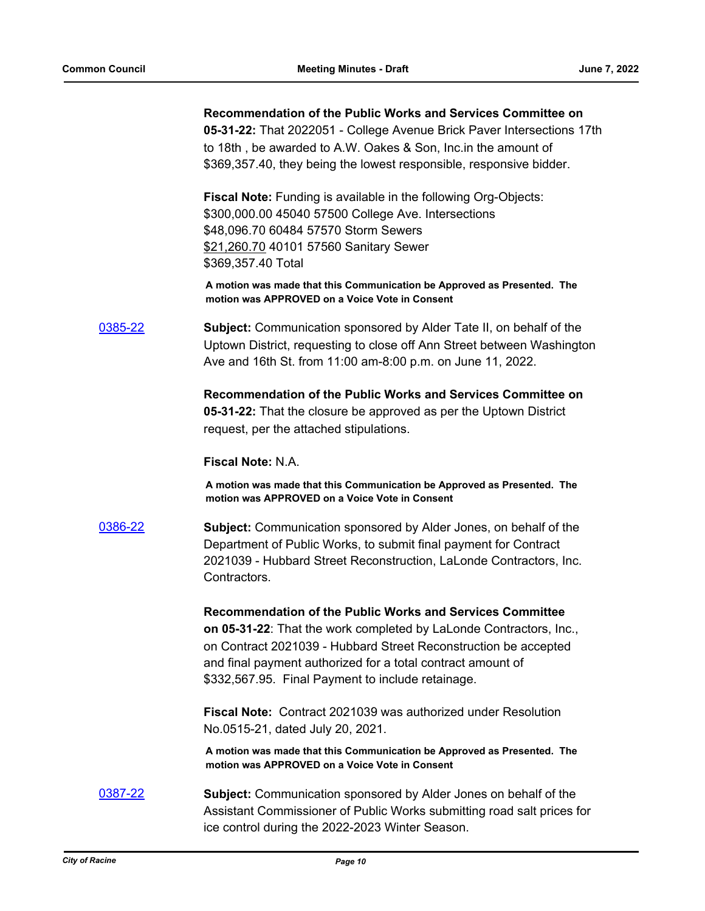**Recommendation of the Public Works and Services Committee on 05-31-22:** That 2022051 - College Avenue Brick Paver Intersections 17th to 18th , be awarded to A.W. Oakes & Son, Inc.in the amount of $369,357.40, they being the lowest responsible, responsive bidder.

**Fiscal Note:** Funding is available in the following Org-Objects:
$300,000.00 45040 57500 College Ave. Intersections
$48,096.70 60484 57570 Storm Sewers
$21,260.70 40101 57560 Sanitary Sewer
$369,357.40 Total

**A motion was made that this Communication be Approved as Presented. The motion was APPROVED on a Voice Vote in Consent**

0385-22 **Subject:** Communication sponsored by Alder Tate II, on behalf of the Uptown District, requesting to close off Ann Street between Washington Ave and 16th St. from 11:00 am-8:00 p.m. on June 11, 2022.

**Recommendation of the Public Works and Services Committee on 05-31-22:** That the closure be approved as per the Uptown District request, per the attached stipulations.

**Fiscal Note:** N.A.

**A motion was made that this Communication be Approved as Presented. The motion was APPROVED on a Voice Vote in Consent**

0386-22 **Subject:** Communication sponsored by Alder Jones, on behalf of the Department of Public Works, to submit final payment for Contract 2021039 - Hubbard Street Reconstruction, LaLonde Contractors, Inc. Contractors.

**Recommendation of the Public Works and Services Committee on 05-31-22**: That the work completed by LaLonde Contractors, Inc., on Contract 2021039 - Hubbard Street Reconstruction be accepted and final payment authorized for a total contract amount of $332,567.95. Final Payment to include retainage.

**Fiscal Note:** Contract 2021039 was authorized under Resolution No.0515-21, dated July 20, 2021.

**A motion was made that this Communication be Approved as Presented. The motion was APPROVED on a Voice Vote in Consent**

0387-22 **Subject:** Communication sponsored by Alder Jones on behalf of the Assistant Commissioner of Public Works submitting road salt prices for ice control during the 2022-2023 Winter Season.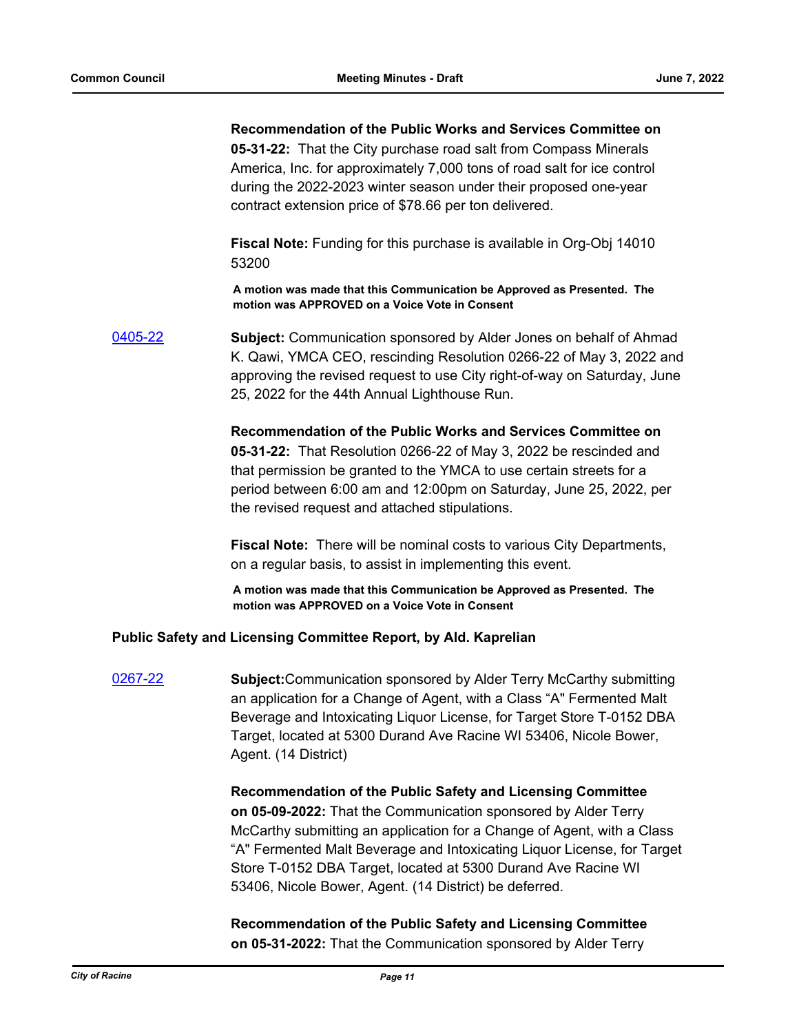**Recommendation of the Public Works and Services Committee on 05-31-22:** That the City purchase road salt from Compass Minerals America, Inc. for approximately 7,000 tons of road salt for ice control during the 2022-2023 winter season under their proposed one-year contract extension price of $78.66 per ton delivered.

**Fiscal Note:** Funding for this purchase is available in Org-Obj 14010 53200

**A motion was made that this Communication be Approved as Presented. The motion was APPROVED on a Voice Vote in Consent**

[0405-22](#)

**Subject:** Communication sponsored by Alder Jones on behalf of Ahmad K. Qawi, YMCA CEO, rescinding Resolution 0266-22 of May 3, 2022 and approving the revised request to use City right-of-way on Saturday, June 25, 2022 for the 44th Annual Lighthouse Run.

**Recommendation of the Public Works and Services Committee on 05-31-22:** That Resolution 0266-22 of May 3, 2022 be rescinded and that permission be granted to the YMCA to use certain streets for a period between 6:00 am and 12:00pm on Saturday, June 25, 2022, per the revised request and attached stipulations.

**Fiscal Note:** There will be nominal costs to various City Departments, on a regular basis, to assist in implementing this event.

**A motion was made that this Communication be Approved as Presented. The motion was APPROVED on a Voice Vote in Consent**

**Public Safety and Licensing Committee Report, by Ald. Kaprelian**

[0267-22](#)

**Subject:**Communication sponsored by Alder Terry McCarthy submitting an application for a Change of Agent, with a Class "A" Fermented Malt Beverage and Intoxicating Liquor License, for Target Store T-0152 DBA Target, located at 5300 Durand Ave Racine WI 53406, Nicole Bower, Agent. (14 District)

**Recommendation of the Public Safety and Licensing Committee on 05-09-2022:** That the Communication sponsored by Alder Terry McCarthy submitting an application for a Change of Agent, with a Class "A" Fermented Malt Beverage and Intoxicating Liquor License, for Target Store T-0152 DBA Target, located at 5300 Durand Ave Racine WI 53406, Nicole Bower, Agent. (14 District) be deferred.

**Recommendation of the Public Safety and Licensing Committee on 05-31-2022:** That the Communication sponsored by Alder Terry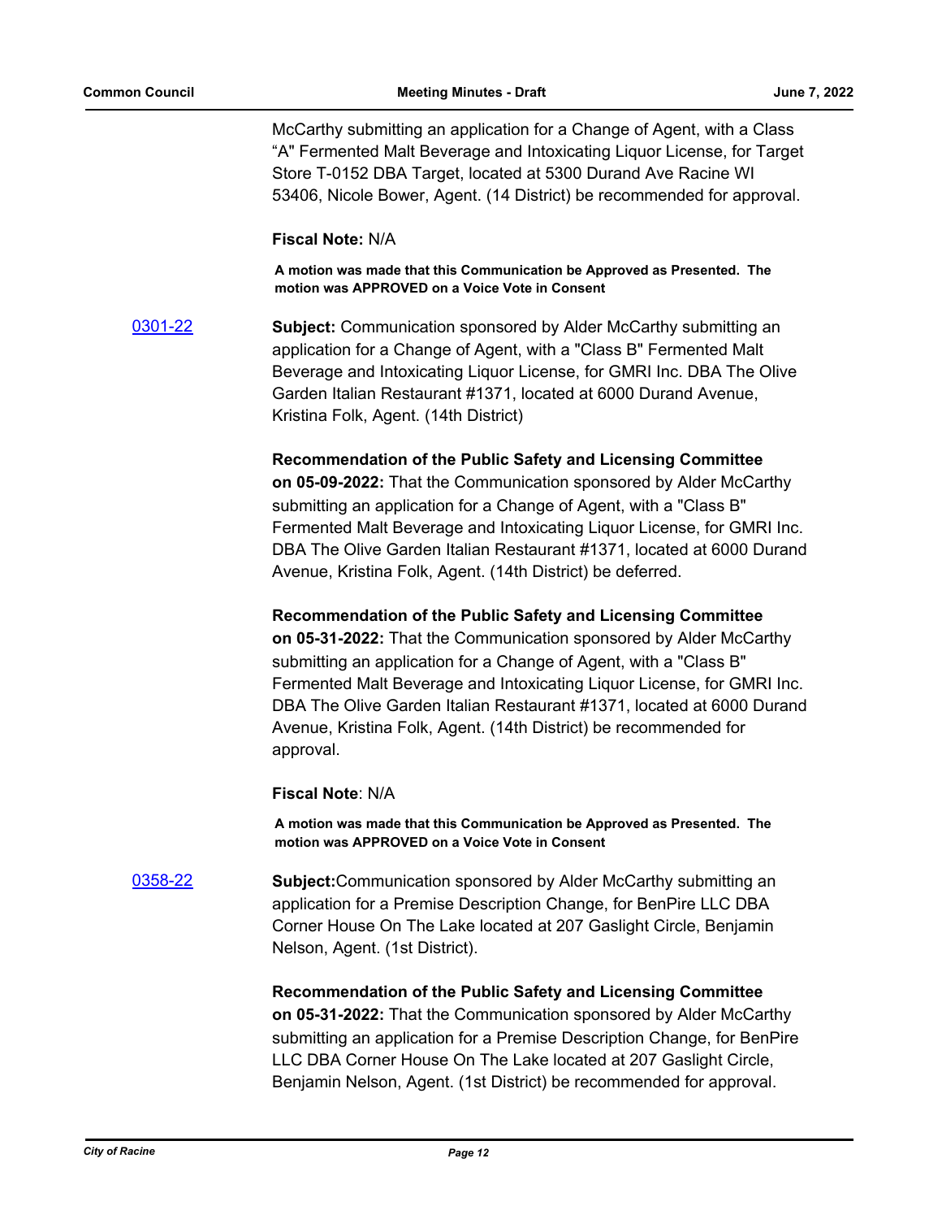McCarthy submitting an application for a Change of Agent, with a Class "A" Fermented Malt Beverage and Intoxicating Liquor License, for Target Store T-0152 DBA Target, located at 5300 Durand Ave Racine WI 53406, Nicole Bower, Agent. (14 District) be recommended for approval.

**Fiscal Note:** N/A

**A motion was made that this Communication be Approved as Presented. The motion was APPROVED on a Voice Vote in Consent**

[0301-22](0301-22)

**Subject:** Communication sponsored by Alder McCarthy submitting an application for a Change of Agent, with a "Class B" Fermented Malt Beverage and Intoxicating Liquor License, for GMRI Inc. DBA The Olive Garden Italian Restaurant #1371, located at 6000 Durand Avenue, Kristina Folk, Agent. (14th District)

**Recommendation of the Public Safety and Licensing Committee on 05-09-2022:** That the Communication sponsored by Alder McCarthy submitting an application for a Change of Agent, with a "Class B" Fermented Malt Beverage and Intoxicating Liquor License, for GMRI Inc. DBA The Olive Garden Italian Restaurant #1371, located at 6000 Durand Avenue, Kristina Folk, Agent. (14th District) be deferred.

**Recommendation of the Public Safety and Licensing Committee on 05-31-2022:** That the Communication sponsored by Alder McCarthy submitting an application for a Change of Agent, with a "Class B" Fermented Malt Beverage and Intoxicating Liquor License, for GMRI Inc. DBA The Olive Garden Italian Restaurant #1371, located at 6000 Durand Avenue, Kristina Folk, Agent. (14th District) be recommended for approval.

**Fiscal Note**: N/A

**A motion was made that this Communication be Approved as Presented. The motion was APPROVED on a Voice Vote in Consent**

[0358-22](0358-22)

**Subject:**Communication sponsored by Alder McCarthy submitting an application for a Premise Description Change, for BenPire LLC DBA Corner House On The Lake located at 207 Gaslight Circle, Benjamin Nelson, Agent. (1st District).

**Recommendation of the Public Safety and Licensing Committee on 05-31-2022:** That the Communication sponsored by Alder McCarthy submitting an application for a Premise Description Change, for BenPire LLC DBA Corner House On The Lake located at 207 Gaslight Circle, Benjamin Nelson, Agent. (1st District) be recommended for approval.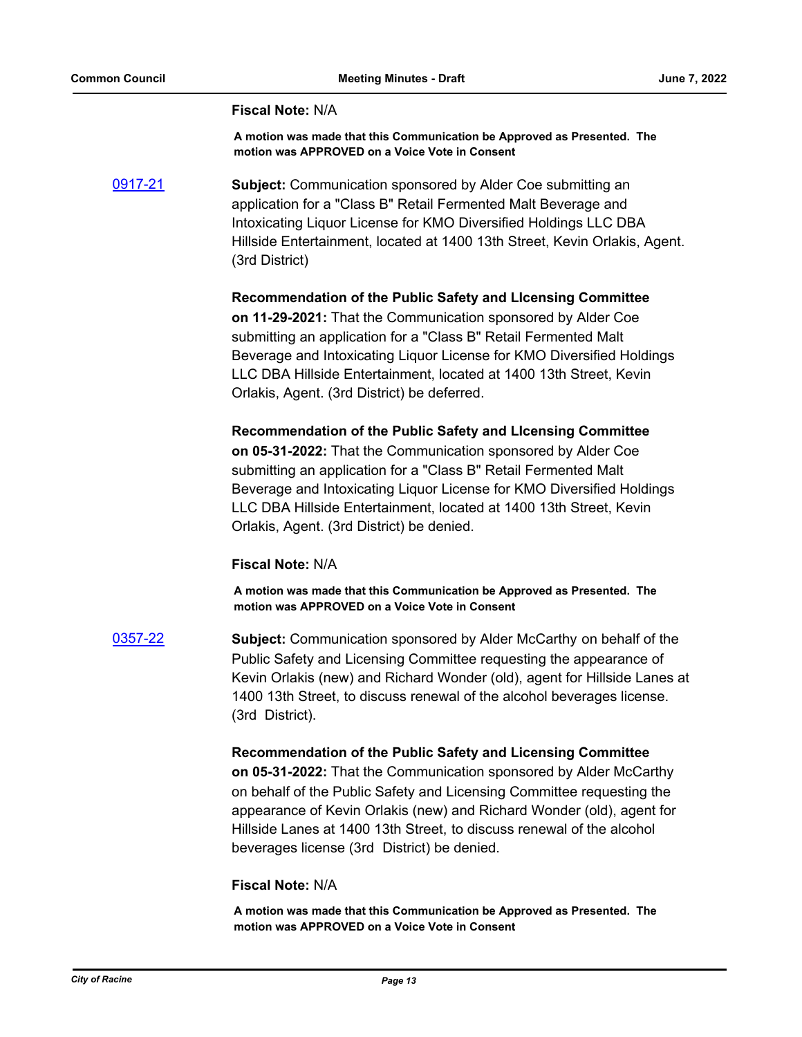**Fiscal Note:** N/A

**A motion was made that this Communication be Approved as Presented. The motion was APPROVED on a Voice Vote in Consent**

[0917-21](0917-21)

**Subject:** Communication sponsored by Alder Coe submitting an application for a "Class B" Retail Fermented Malt Beverage and Intoxicating Liquor License for KMO Diversified Holdings LLC DBA Hillside Entertainment, located at 1400 13th Street, Kevin Orlakis, Agent. (3rd District)

**Recommendation of the Public Safety and LIcensing Committee on 11-29-2021:** That the Communication sponsored by Alder Coe submitting an application for a "Class B" Retail Fermented Malt Beverage and Intoxicating Liquor License for KMO Diversified Holdings LLC DBA Hillside Entertainment, located at 1400 13th Street, Kevin Orlakis, Agent. (3rd District) be deferred.

**Recommendation of the Public Safety and LIcensing Committee on 05-31-2022:** That the Communication sponsored by Alder Coe submitting an application for a "Class B" Retail Fermented Malt Beverage and Intoxicating Liquor License for KMO Diversified Holdings LLC DBA Hillside Entertainment, located at 1400 13th Street, Kevin Orlakis, Agent. (3rd District) be denied.

**Fiscal Note:** N/A

**A motion was made that this Communication be Approved as Presented. The motion was APPROVED on a Voice Vote in Consent**

[0357-22](0357-22)

**Subject:** Communication sponsored by Alder McCarthy on behalf of the Public Safety and Licensing Committee requesting the appearance of Kevin Orlakis (new) and Richard Wonder (old), agent for Hillside Lanes at 1400 13th Street, to discuss renewal of the alcohol beverages license. (3rd District).

**Recommendation of the Public Safety and Licensing Committee on 05-31-2022:** That the Communication sponsored by Alder McCarthy on behalf of the Public Safety and Licensing Committee requesting the appearance of Kevin Orlakis (new) and Richard Wonder (old), agent for Hillside Lanes at 1400 13th Street, to discuss renewal of the alcohol beverages license (3rd District) be denied.

**Fiscal Note:** N/A

**A motion was made that this Communication be Approved as Presented. The motion was APPROVED on a Voice Vote in Consent**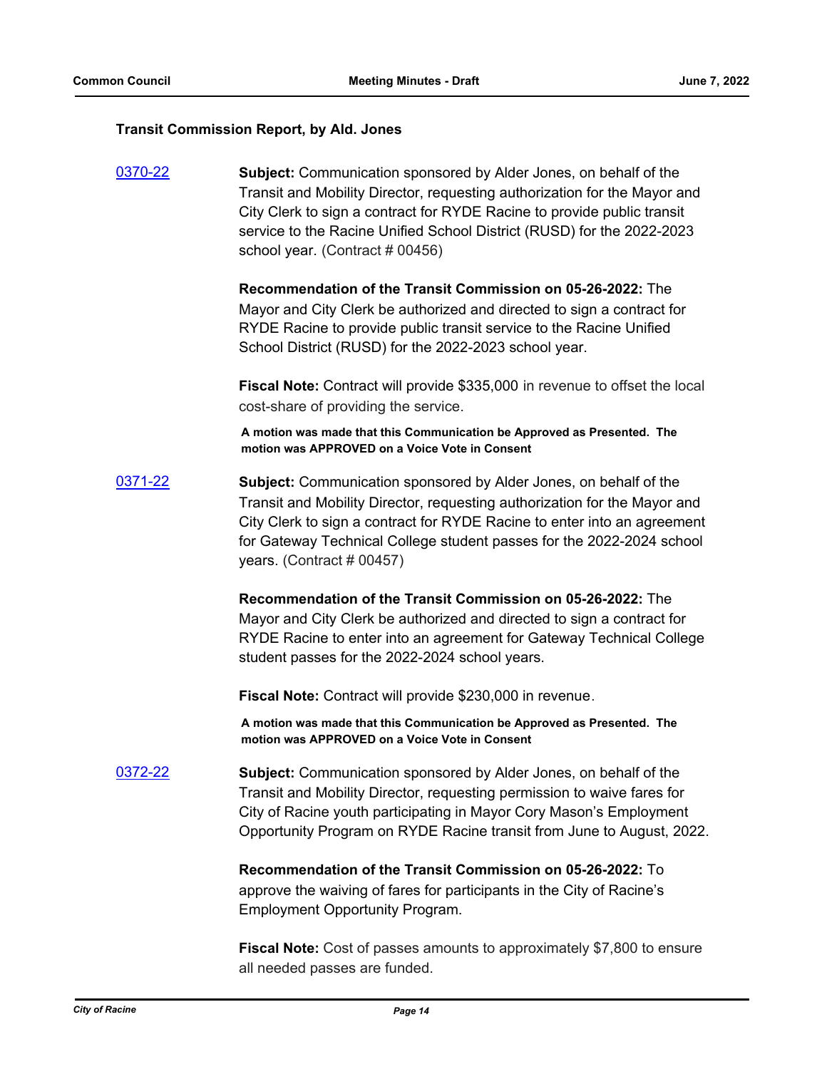### Transit Commission Report, by Ald. Jones

0370-22

**Subject:** Communication sponsored by Alder Jones, on behalf of the Transit and Mobility Director, requesting authorization for the Mayor and City Clerk to sign a contract for RYDE Racine to provide public transit service to the Racine Unified School District (RUSD) for the 2022-2023 school year. (Contract # 00456)

**Recommendation of the Transit Commission on 05-26-2022:** The Mayor and City Clerk be authorized and directed to sign a contract for RYDE Racine to provide public transit service to the Racine Unified School District (RUSD) for the 2022-2023 school year.

**Fiscal Note:** Contract will provide $335,000 in revenue to offset the local cost-share of providing the service.

**A motion was made that this Communication be Approved as Presented. The motion was APPROVED on a Voice Vote in Consent**

0371-22

**Subject:** Communication sponsored by Alder Jones, on behalf of the Transit and Mobility Director, requesting authorization for the Mayor and City Clerk to sign a contract for RYDE Racine to enter into an agreement for Gateway Technical College student passes for the 2022-2024 school years. (Contract # 00457)

**Recommendation of the Transit Commission on 05-26-2022:** The Mayor and City Clerk be authorized and directed to sign a contract for RYDE Racine to enter into an agreement for Gateway Technical College student passes for the 2022-2024 school years.

**Fiscal Note:** Contract will provide $230,000 in revenue.

**A motion was made that this Communication be Approved as Presented. The motion was APPROVED on a Voice Vote in Consent**

0372-22

**Subject:** Communication sponsored by Alder Jones, on behalf of the Transit and Mobility Director, requesting permission to waive fares for City of Racine youth participating in Mayor Cory Mason's Employment Opportunity Program on RYDE Racine transit from June to August, 2022.

**Recommendation of the Transit Commission on 05-26-2022:** To approve the waiving of fares for participants in the City of Racine's Employment Opportunity Program.

**Fiscal Note:** Cost of passes amounts to approximately $7,800 to ensure all needed passes are funded.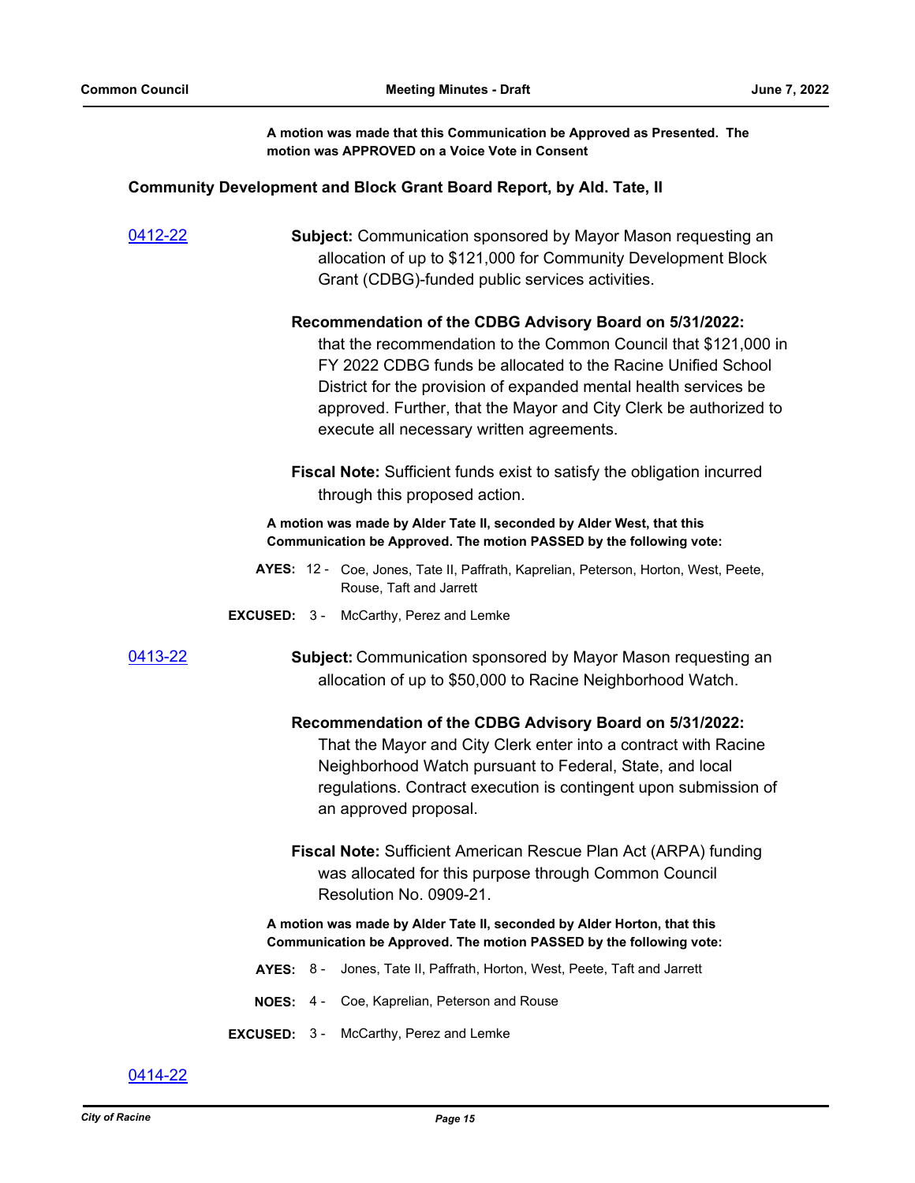**A motion was made that this Communication be Approved as Presented. The motion was APPROVED on a Voice Vote in Consent**

### Community Development and Block Grant Board Report, by Ald. Tate, II

[0412-22](0412-22)

**Subject:** Communication sponsored by Mayor Mason requesting an allocation of up to $121,000 for Community Development Block Grant (CDBG)-funded public services activities.

**Recommendation of the CDBG Advisory Board on 5/31/2022:** that the recommendation to the Common Council that $121,000 in FY 2022 CDBG funds be allocated to the Racine Unified School District for the provision of expanded mental health services be approved. Further, that the Mayor and City Clerk be authorized to execute all necessary written agreements.

**Fiscal Note:** Sufficient funds exist to satisfy the obligation incurred through this proposed action.

**A motion was made by Alder Tate II, seconded by Alder West, that this Communication be Approved. The motion PASSED by the following vote:**

**AYES:** 12 - Coe, Jones, Tate II, Paffrath, Kaprelian, Peterson, Horton, West, Peete, Rouse, Taft and Jarrett

**EXCUSED:** 3 - McCarthy, Perez and Lemke

[0413-22](0413-22)

**Subject:** Communication sponsored by Mayor Mason requesting an allocation of up to $50,000 to Racine Neighborhood Watch.

**Recommendation of the CDBG Advisory Board on 5/31/2022:** That the Mayor and City Clerk enter into a contract with Racine Neighborhood Watch pursuant to Federal, State, and local regulations. Contract execution is contingent upon submission of an approved proposal.

**Fiscal Note:** Sufficient American Rescue Plan Act (ARPA) funding was allocated for this purpose through Common Council Resolution No. 0909-21.

**A motion was made by Alder Tate II, seconded by Alder Horton, that this Communication be Approved. The motion PASSED by the following vote:**

**AYES:** 8 - Jones, Tate II, Paffrath, Horton, West, Peete, Taft and Jarrett

**NOES:** 4 - Coe, Kaprelian, Peterson and Rouse

**EXCUSED:** 3 - McCarthy, Perez and Lemke

[0414-22](0414-22)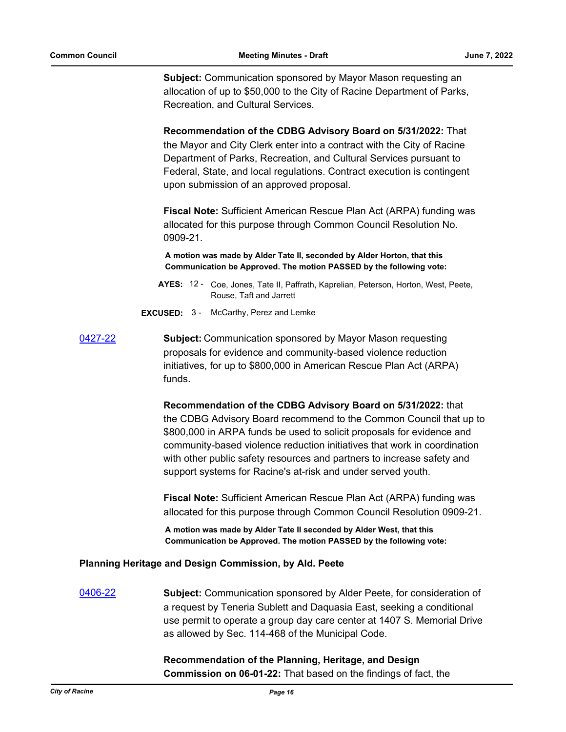**Subject:** Communication sponsored by Mayor Mason requesting an allocation of up to $50,000 to the City of Racine Department of Parks, Recreation, and Cultural Services.

**Recommendation of the CDBG Advisory Board on 5/31/2022:** That the Mayor and City Clerk enter into a contract with the City of Racine Department of Parks, Recreation, and Cultural Services pursuant to Federal, State, and local regulations. Contract execution is contingent upon submission of an approved proposal.

**Fiscal Note:** Sufficient American Rescue Plan Act (ARPA) funding was allocated for this purpose through Common Council Resolution No. 0909-21.

**A motion was made by Alder Tate II, seconded by Alder Horton, that this Communication be Approved. The motion PASSED by the following vote:**

**AYES:** 12 - Coe, Jones, Tate II, Paffrath, Kaprelian, Peterson, Horton, West, Peete, Rouse, Taft and Jarrett

**EXCUSED:** 3 - McCarthy, Perez and Lemke

[0427-22](#)

**Subject:** Communication sponsored by Mayor Mason requesting proposals for evidence and community-based violence reduction initiatives, for up to $800,000 in American Rescue Plan Act (ARPA) funds.

**Recommendation of the CDBG Advisory Board on 5/31/2022:** that the CDBG Advisory Board recommend to the Common Council that up to $800,000 in ARPA funds be used to solicit proposals for evidence and community-based violence reduction initiatives that work in coordination with other public safety resources and partners to increase safety and support systems for Racine's at-risk and under served youth.

**Fiscal Note:** Sufficient American Rescue Plan Act (ARPA) funding was allocated for this purpose through Common Council Resolution 0909-21.

**A motion was made by Alder Tate II seconded by Alder West, that this Communication be Approved. The motion PASSED by the following vote:**

### Planning Heritage and Design Commission, by Ald. Peete

[0406-22](#)

**Subject:** Communication sponsored by Alder Peete, for consideration of a request by Teneria Sublett and Daquasia East, seeking a conditional use permit to operate a group day care center at 1407 S. Memorial Drive as allowed by Sec. 114-468 of the Municipal Code.

**Recommendation of the Planning, Heritage, and Design Commission on 06-01-22:** That based on the findings of fact, the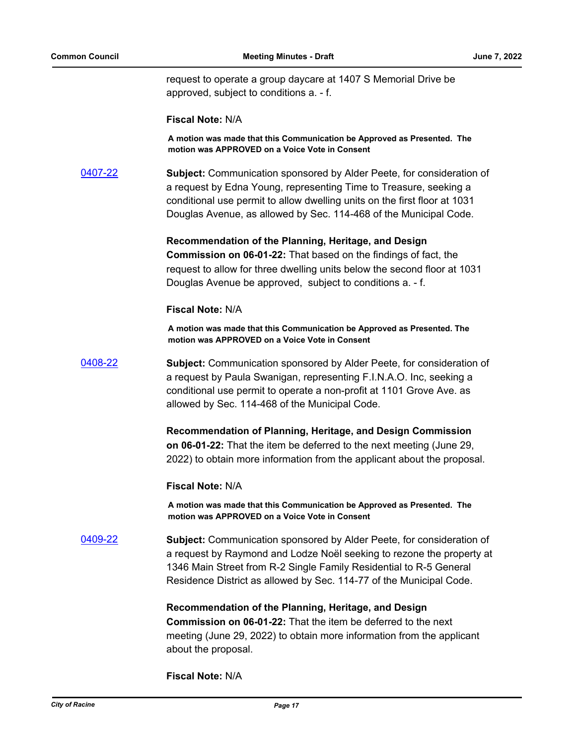request to operate a group daycare at 1407 S Memorial Drive be approved, subject to conditions a. - f.

**Fiscal Note:** N/A

**A motion was made that this Communication be Approved as Presented. The motion was APPROVED on a Voice Vote in Consent**

0407-22

**Subject:** Communication sponsored by Alder Peete, for consideration of a request by Edna Young, representing Time to Treasure, seeking a conditional use permit to allow dwelling units on the first floor at 1031 Douglas Avenue, as allowed by Sec. 114-468 of the Municipal Code.

**Recommendation of the Planning, Heritage, and Design Commission on 06-01-22:** That based on the findings of fact, the request to allow for three dwelling units below the second floor at 1031 Douglas Avenue be approved, subject to conditions a. - f.

**Fiscal Note:** N/A

**A motion was made that this Communication be Approved as Presented. The motion was APPROVED on a Voice Vote in Consent**

0408-22

**Subject:** Communication sponsored by Alder Peete, for consideration of a request by Paula Swanigan, representing F.I.N.A.O. Inc, seeking a conditional use permit to operate a non-profit at 1101 Grove Ave. as allowed by Sec. 114-468 of the Municipal Code.

**Recommendation of Planning, Heritage, and Design Commission on 06-01-22:** That the item be deferred to the next meeting (June 29, 2022) to obtain more information from the applicant about the proposal.

**Fiscal Note:** N/A

**A motion was made that this Communication be Approved as Presented. The motion was APPROVED on a Voice Vote in Consent**

0409-22

**Subject:** Communication sponsored by Alder Peete, for consideration of a request by Raymond and Lodze Noël seeking to rezone the property at 1346 Main Street from R-2 Single Family Residential to R-5 General Residence District as allowed by Sec. 114-77 of the Municipal Code.

**Recommendation of the Planning, Heritage, and Design Commission on 06-01-22:** That the item be deferred to the next meeting (June 29, 2022) to obtain more information from the applicant about the proposal.

**Fiscal Note:** N/A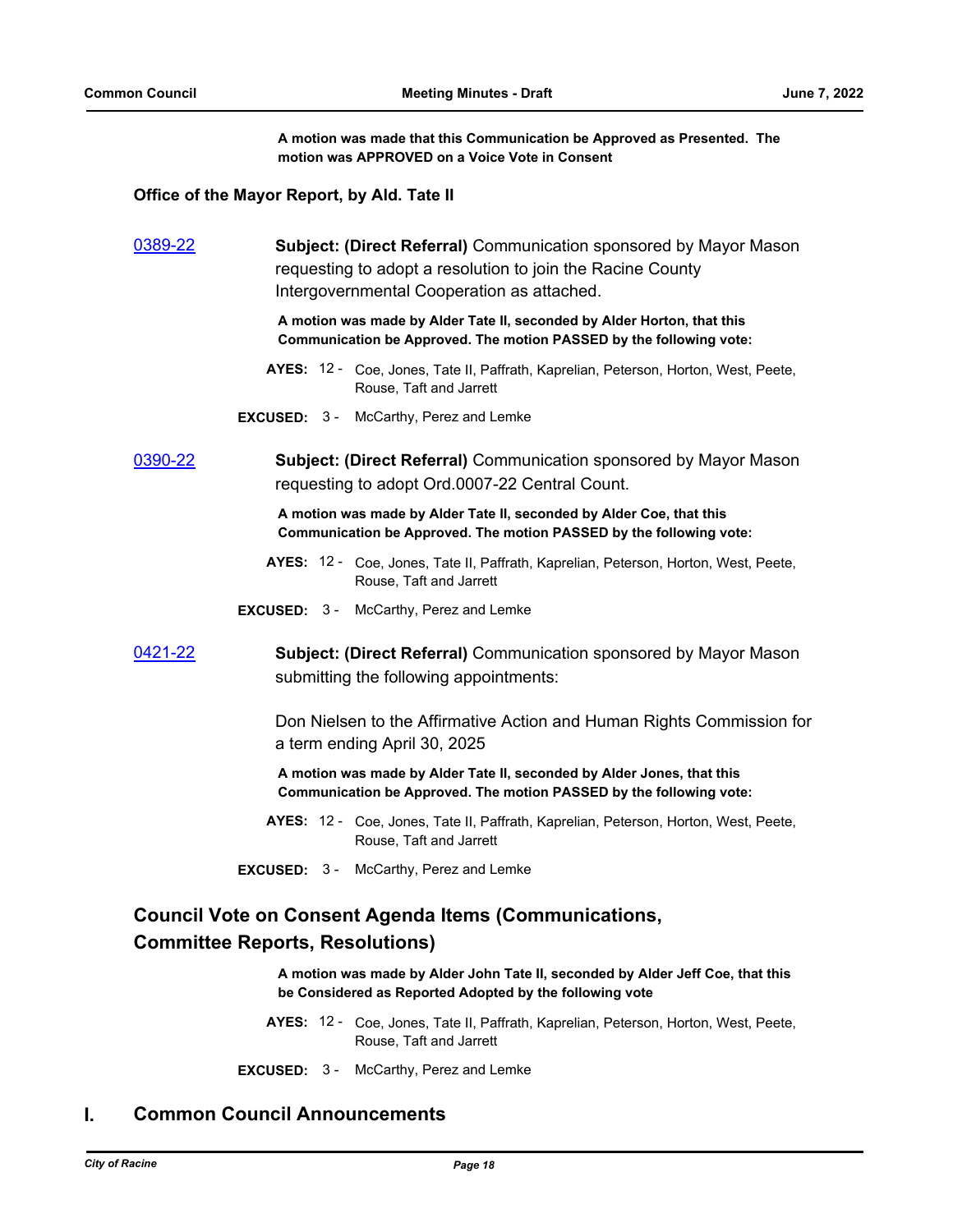**A motion was made that this Communication be Approved as Presented. The motion was APPROVED on a Voice Vote in Consent**

**Office of the Mayor Report, by Ald. Tate II**

0389-22 **Subject: (Direct Referral)** Communication sponsored by Mayor Mason requesting to adopt a resolution to join the Racine County Intergovernmental Cooperation as attached.

**A motion was made by Alder Tate II, seconded by Alder Horton, that this Communication be Approved. The motion PASSED by the following vote:**

**AYES:** 12 - Coe, Jones, Tate II, Paffrath, Kaprelian, Peterson, Horton, West, Peete, Rouse, Taft and Jarrett

**EXCUSED:** 3 - McCarthy, Perez and Lemke

0390-22 **Subject: (Direct Referral)** Communication sponsored by Mayor Mason requesting to adopt Ord.0007-22 Central Count.

**A motion was made by Alder Tate II, seconded by Alder Coe, that this Communication be Approved. The motion PASSED by the following vote:**

**AYES:** 12 - Coe, Jones, Tate II, Paffrath, Kaprelian, Peterson, Horton, West, Peete, Rouse, Taft and Jarrett

**EXCUSED:** 3 - McCarthy, Perez and Lemke

0421-22 **Subject: (Direct Referral)** Communication sponsored by Mayor Mason submitting the following appointments:

Don Nielsen to the Affirmative Action and Human Rights Commission for a term ending April 30, 2025

**A motion was made by Alder Tate II, seconded by Alder Jones, that this Communication be Approved. The motion PASSED by the following vote:**

**AYES:** 12 - Coe, Jones, Tate II, Paffrath, Kaprelian, Peterson, Horton, West, Peete, Rouse, Taft and Jarrett

**EXCUSED:** 3 - McCarthy, Perez and Lemke

## Council Vote on Consent Agenda Items (Communications, Committee Reports, Resolutions)

**A motion was made by Alder John Tate II, seconded by Alder Jeff Coe, that this be Considered as Reported Adopted by the following vote**

**AYES:** 12 - Coe, Jones, Tate II, Paffrath, Kaprelian, Peterson, Horton, West, Peete, Rouse, Taft and Jarrett

**EXCUSED:** 3 - McCarthy, Perez and Lemke

# I. Common Council Announcements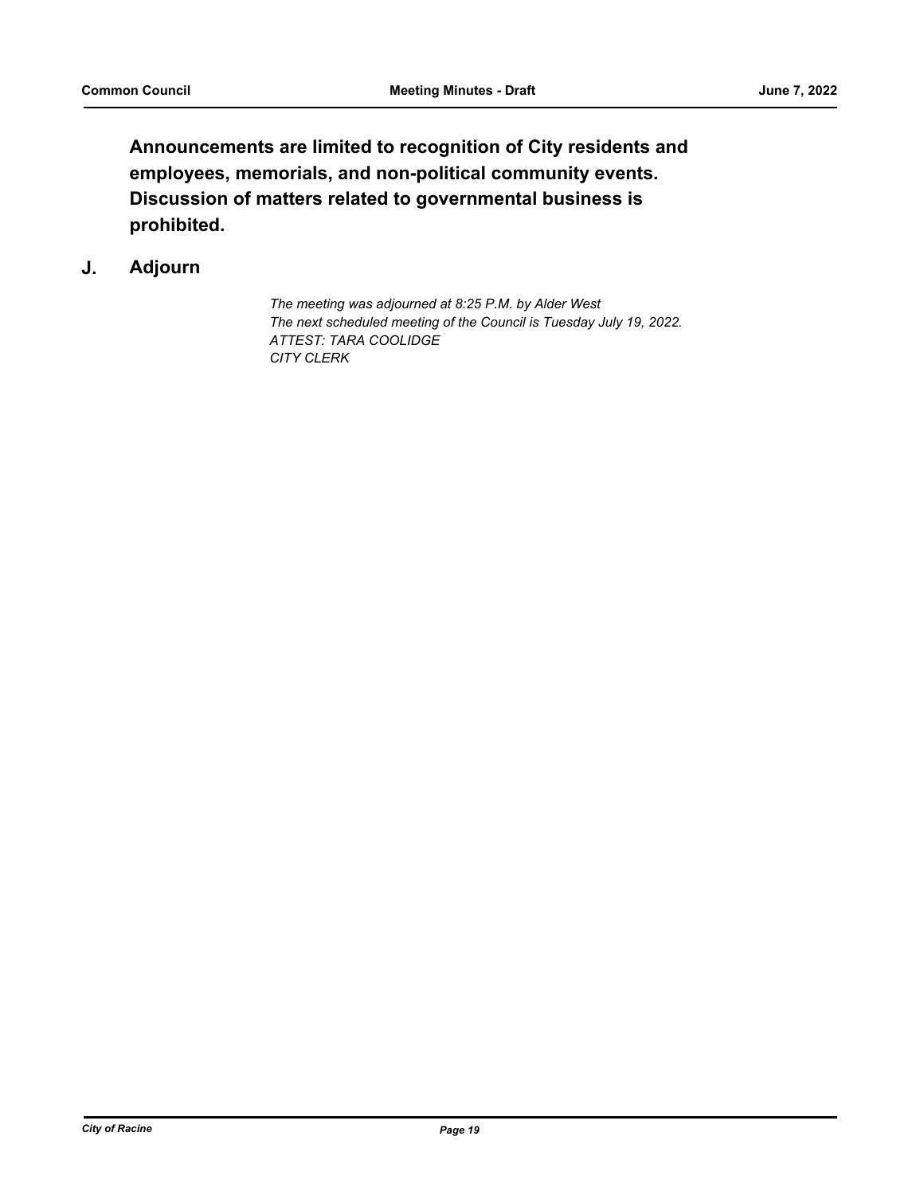**Announcements are limited to recognition of City residents and employees, memorials, and non-political community events. Discussion of matters related to governmental business is prohibited.**

## J. Adjourn

*The meeting was adjourned at 8:25 P.M. by Alder West*
*The next scheduled meeting of the Council is Tuesday July 19, 2022.*
*ATTEST: TARA COOLIDGE*
*CITY CLERK*